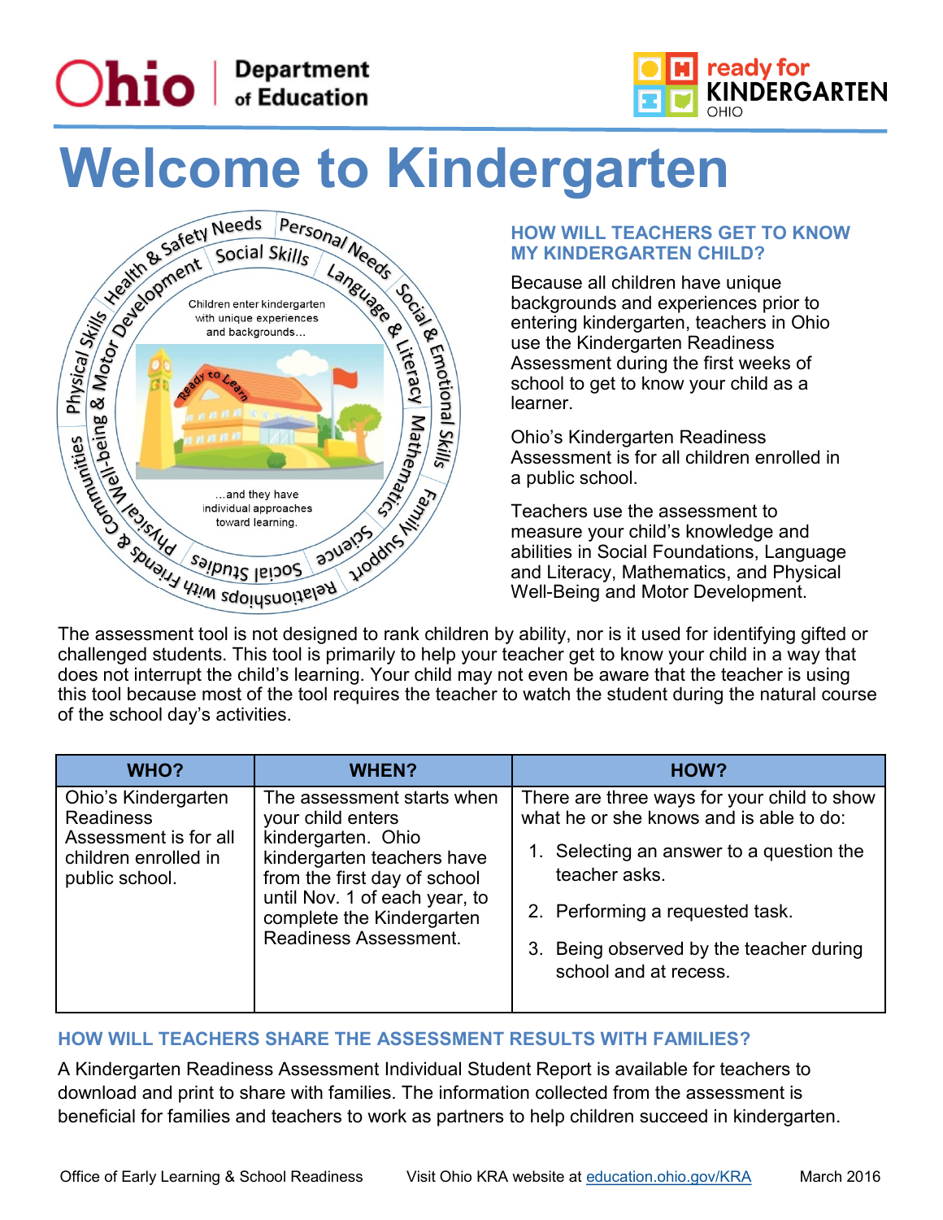Ohio | Department of Education

ready for KINDERGARTEN OHIO

# Welcome to Kindergarten

Health & Safety Needs
Personal Needs
Social Skills
Language & Literacy
Social & Emotional Skills
Mathematics
Family Support
Science
Social Studies
Relationships with Friends & Physical Well-being & Motor Development
Communities
Physical Skills

Children enter kindergarten with unique experiences and backgrounds...

Ready to Learn

...and they have individual approaches toward learning.

### HOW WILL TEACHERS GET TO KNOW MY KINDERGARTEN CHILD?

Because all children have unique backgrounds and experiences prior to entering kindergarten, teachers in Ohio use the Kindergarten Readiness Assessment during the first weeks of school to get to know your child as a learner.

Ohio's Kindergarten Readiness Assessment is for all children enrolled in a public school.

Teachers use the assessment to measure your child's knowledge and abilities in Social Foundations, Language and Literacy, Mathematics, and Physical Well-Being and Motor Development.

The assessment tool is not designed to rank children by ability, nor is it used for identifying gifted or challenged students. This tool is primarily to help your teacher get to know your child in a way that does not interrupt the child's learning. Your child may not even be aware that the teacher is using this tool because most of the tool requires the teacher to watch the student during the natural course of the school day's activities.

| WHO? | WHEN? | HOW? |
|---|---|---|
| Ohio's Kindergarten Readiness Assessment is for all children enrolled in public school. | The assessment starts when your child enters kindergarten. Ohio kindergarten teachers have from the first day of school until Nov. 1 of each year, to complete the Kindergarten Readiness Assessment. | There are three ways for your child to show what he or she knows and is able to do:<br>1. Selecting an answer to a question the teacher asks.<br>2. Performing a requested task.<br>3. Being observed by the teacher during school and at recess. |

### HOW WILL TEACHERS SHARE THE ASSESSMENT RESULTS WITH FAMILIES?

A Kindergarten Readiness Assessment Individual Student Report is available for teachers to download and print to share with families. The information collected from the assessment is beneficial for families and teachers to work as partners to help children succeed in kindergarten.

Office of Early Learning & School Readiness    Visit Ohio KRA website at education.ohio.gov/KRA    March 2016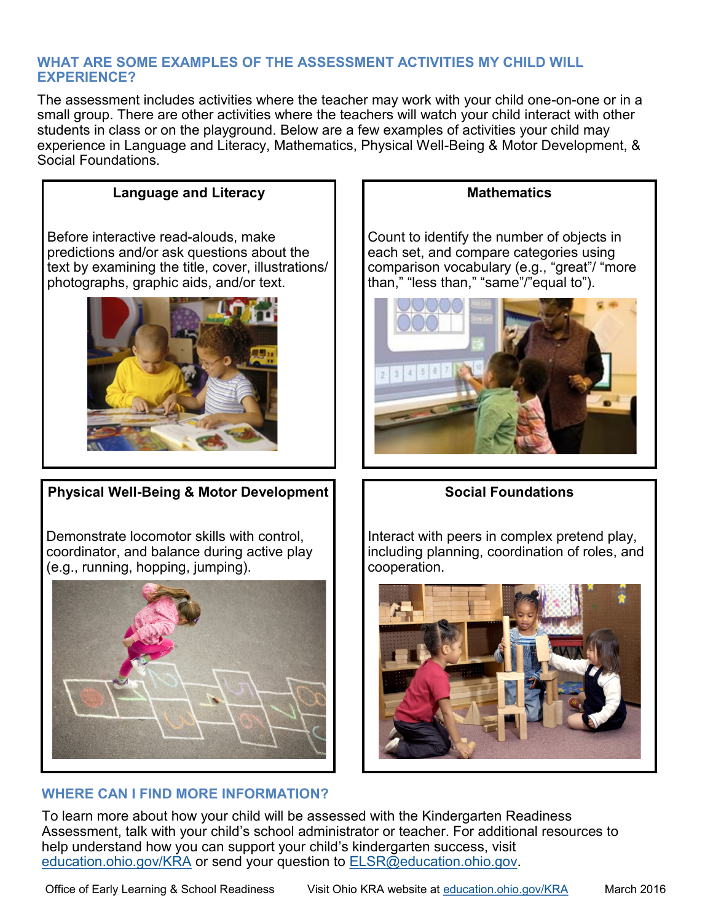## WHAT ARE SOME EXAMPLES OF THE ASSESSMENT ACTIVITIES MY CHILD WILL EXPERIENCE?

The assessment includes activities where the teacher may work with your child one-on-one or in a small group. There are other activities where the teachers will watch your child interact with other students in class or on the playground. Below are a few examples of activities your child may experience in Language and Literacy, Mathematics, Physical Well-Being & Motor Development, & Social Foundations.

### Language and Literacy

Before interactive read-alouds, make predictions and/or ask questions about the text by examining the title, cover, illustrations/ photographs, graphic aids, and/or text.

### Mathematics

Count to identify the number of objects in each set, and compare categories using comparison vocabulary (e.g., “great”/ “more than,” “less than,” “same”/”equal to”).

### Physical Well-Being & Motor Development

Demonstrate locomotor skills with control, coordinator, and balance during active play (e.g., running, hopping, jumping).

### Social Foundations

Interact with peers in complex pretend play, including planning, coordination of roles, and cooperation.

## WHERE CAN I FIND MORE INFORMATION?

To learn more about how your child will be assessed with the Kindergarten Readiness Assessment, talk with your child’s school administrator or teacher. For additional resources to help understand how you can support your child’s kindergarten success, visit education.ohio.gov/KRA or send your question to ELSR@education.ohio.gov.

Office of Early Learning & School Readiness   Visit Ohio KRA website at education.ohio.gov/KRA   March 2016